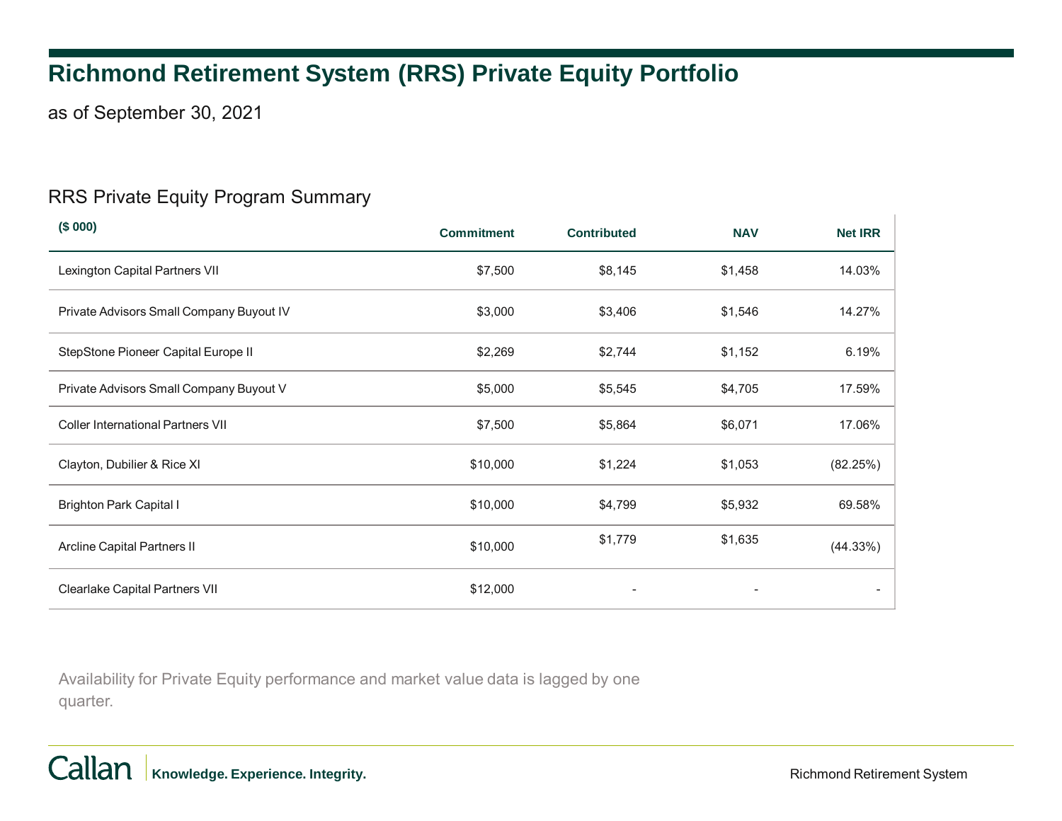# Richmond Retirement System (RRS) Private Equity Portfolio

as of September 30, 2021

## RRS Private Equity Program Summary

| ($ 000) | Commitment | Contributed | NAV | Net IRR |
|---|---|---|---|---|
| Lexington Capital Partners VII | $7,500 | $8,145 | $1,458 | 14.03% |
| Private Advisors Small Company Buyout IV | $3,000 | $3,406 | $1,546 | 14.27% |
| StepStone Pioneer Capital Europe II | $2,269 | $2,744 | $1,152 | 6.19% |
| Private Advisors Small Company Buyout V | $5,000 | $5,545 | $4,705 | 17.59% |
| Coller International Partners VII | $7,500 | $5,864 | $6,071 | 17.06% |
| Clayton, Dubilier & Rice XI | $10,000 | $1,224 | $1,053 | (82.25%) |
| Brighton Park Capital I | $10,000 | $4,799 | $5,932 | 69.58% |
| Arcline Capital Partners II | $10,000 | $1,779 | $1,635 | (44.33%) |
| Clearlake Capital Partners VII | $12,000 | - | - | - |

Availability for Private Equity performance and market value data is lagged by one quarter.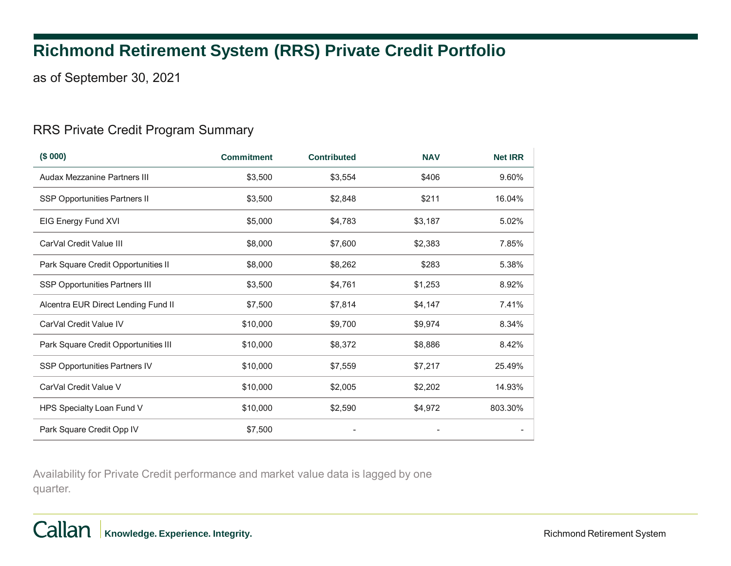# Richmond Retirement System (RRS) Private Credit Portfolio

as of September 30, 2021

## RRS Private Credit Program Summary

| ($ 000) | Commitment | Contributed | NAV | Net IRR |
|---|---|---|---|---|
| Audax Mezzanine Partners III | $3,500 | $3,554 | $406 | 9.60% |
| SSP Opportunities Partners II | $3,500 | $2,848 | $211 | 16.04% |
| EIG Energy Fund XVI | $5,000 | $4,783 | $3,187 | 5.02% |
| CarVal Credit Value III | $8,000 | $7,600 | $2,383 | 7.85% |
| Park Square Credit Opportunities II | $8,000 | $8,262 | $283 | 5.38% |
| SSP Opportunities Partners III | $3,500 | $4,761 | $1,253 | 8.92% |
| Alcentra EUR Direct Lending Fund II | $7,500 | $7,814 | $4,147 | 7.41% |
| CarVal Credit Value IV | $10,000 | $9,700 | $9,974 | 8.34% |
| Park Square Credit Opportunities III | $10,000 | $8,372 | $8,886 | 8.42% |
| SSP Opportunities Partners IV | $10,000 | $7,559 | $7,217 | 25.49% |
| CarVal Credit Value V | $10,000 | $2,005 | $2,202 | 14.93% |
| HPS Specialty Loan Fund V | $10,000 | $2,590 | $4,972 | 803.30% |
| Park Square Credit Opp IV | $7,500 | - | - | - |

Availability for Private Credit performance and market value data is lagged by one quarter.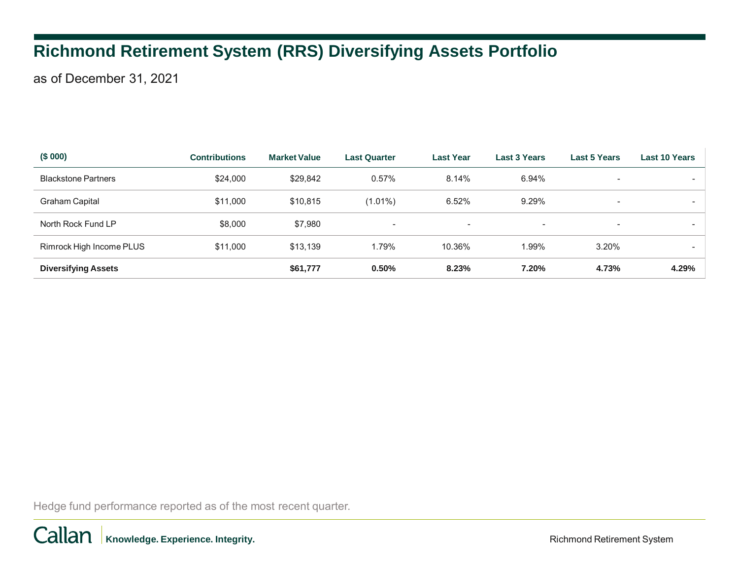# Richmond Retirement System (RRS) Diversifying Assets Portfolio

as of December 31, 2021

| ($ 000) | Contributions | Market Value | Last Quarter | Last Year | Last 3 Years | Last 5 Years | Last 10 Years |
|---|---|---|---|---|---|---|---|
| Blackstone Partners | $24,000 | $29,842 | 0.57% | 8.14% | 6.94% | - | - |
| Graham Capital | $11,000 | $10,815 | (1.01%) | 6.52% | 9.29% | - | - |
| North Rock Fund LP | $8,000 | $7,980 | - | - | - | - | - |
| Rimrock High Income PLUS | $11,000 | $13,139 | 1.79% | 10.36% | 1.99% | 3.20% | - |
| **Diversifying Assets** | | **$61,777** | **0.50%** | **8.23%** | **7.20%** | **4.73%** | **4.29%** |

Hedge fund performance reported as of the most recent quarter.